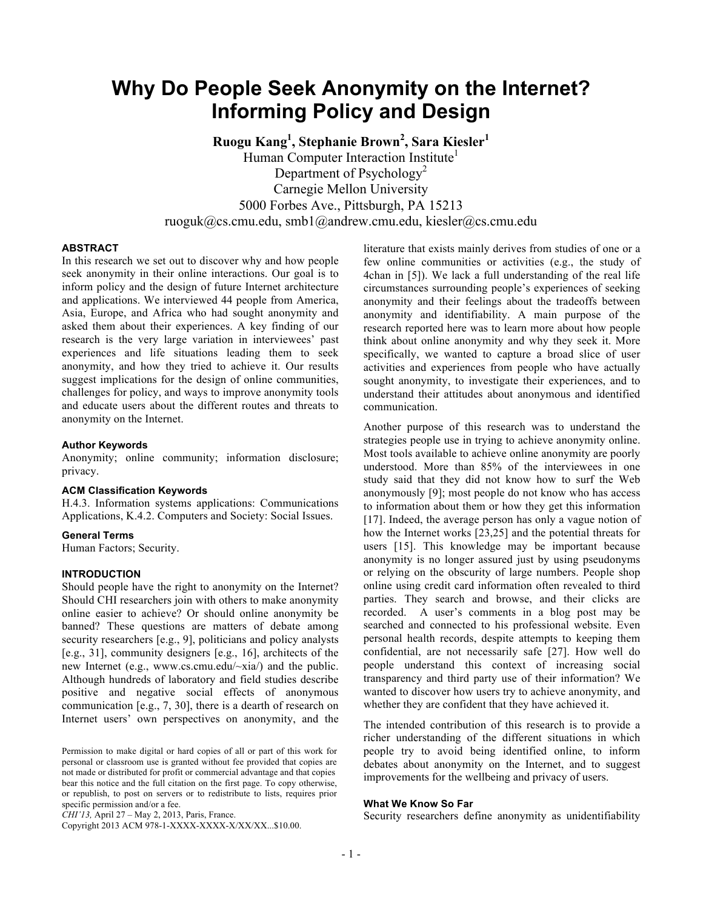# Why Do People Seek Anonymity on the Internet? Informing Policy and Design

**Ruogu Kang[1], Stephanie Brown[2], Sara Kiesler[1]**

Human Computer Interaction Institute[1]
Department of Psychology[2]
Carnegie Mellon University
5000 Forbes Ave., Pittsburgh, PA 15213
ruoguk@cs.cmu.edu, smb1@andrew.cmu.edu, kiesler@cs.cmu.edu

#### ABSTRACT

In this research we set out to discover why and how people seek anonymity in their online interactions. Our goal is to inform policy and the design of future Internet architecture and applications. We interviewed 44 people from America, Asia, Europe, and Africa who had sought anonymity and asked them about their experiences. A key finding of our research is the very large variation in interviewees' past experiences and life situations leading them to seek anonymity, and how they tried to achieve it. Our results suggest implications for the design of online communities, challenges for policy, and ways to improve anonymity tools and educate users about the different routes and threats to anonymity on the Internet.

#### Author Keywords

Anonymity; online community; information disclosure; privacy.

#### ACM Classification Keywords

H.4.3. Information systems applications: Communications Applications, K.4.2. Computers and Society: Social Issues.

#### General Terms

Human Factors; Security.

#### INTRODUCTION

Should people have the right to anonymity on the Internet? Should CHI researchers join with others to make anonymity online easier to achieve? Or should online anonymity be banned? These questions are matters of debate among security researchers [e.g., 9], politicians and policy analysts [e.g., 31], community designers [e.g., 16], architects of the new Internet (e.g., www.cs.cmu.edu/~xia/) and the public. Although hundreds of laboratory and field studies describe positive and negative social effects of anonymous communication [e.g., 7, 30], there is a dearth of research on Internet users' own perspectives on anonymity, and the literature that exists mainly derives from studies of one or a few online communities or activities (e.g., the study of 4chan in [5]). We lack a full understanding of the real life circumstances surrounding people's experiences of seeking anonymity and their feelings about the tradeoffs between anonymity and identifiability. A main purpose of the research reported here was to learn more about how people think about online anonymity and why they seek it. More specifically, we wanted to capture a broad slice of user activities and experiences from people who have actually sought anonymity, to investigate their experiences, and to understand their attitudes about anonymous and identified communication.

Another purpose of this research was to understand the strategies people use in trying to achieve anonymity online. Most tools available to achieve online anonymity are poorly understood. More than 85% of the interviewees in one study said that they did not know how to surf the Web anonymously [9]; most people do not know who has access to information about them or how they get this information [17]. Indeed, the average person has only a vague notion of how the Internet works [23,25] and the potential threats for users [15]. This knowledge may be important because anonymity is no longer assured just by using pseudonyms or relying on the obscurity of large numbers. People shop online using credit card information often revealed to third parties. They search and browse, and their clicks are recorded. A user's comments in a blog post may be searched and connected to his professional website. Even personal health records, despite attempts to keeping them confidential, are not necessarily safe [27]. How well do people understand this context of increasing social transparency and third party use of their information? We wanted to discover how users try to achieve anonymity, and whether they are confident that they have achieved it.

The intended contribution of this research is to provide a richer understanding of the different situations in which people try to avoid being identified online, to inform debates about anonymity on the Internet, and to suggest improvements for the wellbeing and privacy of users.

#### What We Know So Far

Security researchers define anonymity as unidentifiability

Permission to make digital or hard copies of all or part of this work for personal or classroom use is granted without fee provided that copies are not made or distributed for profit or commercial advantage and that copies bear this notice and the full citation on the first page. To copy otherwise, or republish, to post on servers or to redistribute to lists, requires prior specific permission and/or a fee.
*CHI'13,* April 27 – May 2, 2013, Paris, France.
Copyright 2013 ACM 978-1-XXXX-XXXX-X/XX/XX...$10.00.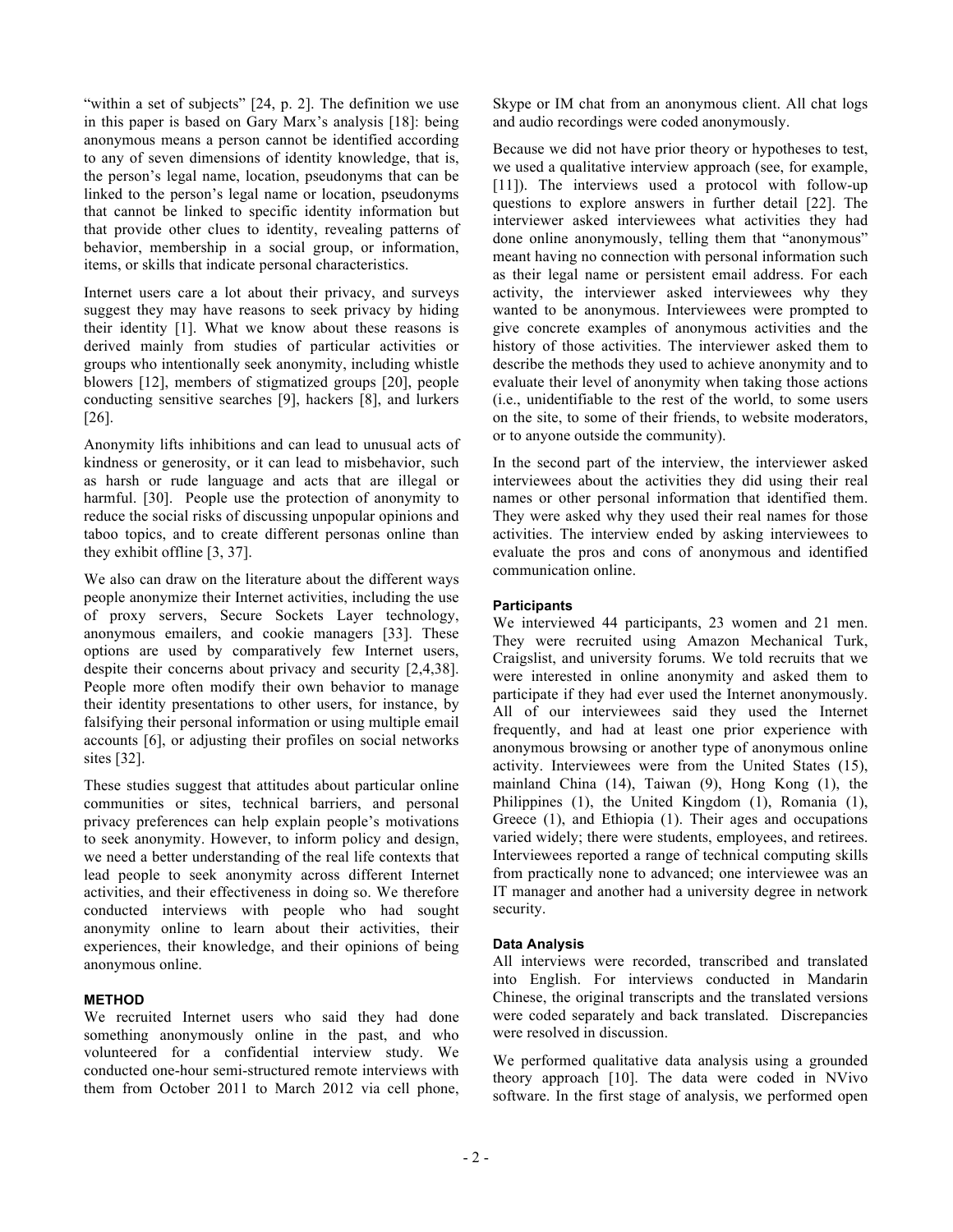"within a set of subjects" [24, p. 2]. The definition we use in this paper is based on Gary Marx's analysis [18]: being anonymous means a person cannot be identified according to any of seven dimensions of identity knowledge, that is, the person's legal name, location, pseudonyms that can be linked to the person's legal name or location, pseudonyms that cannot be linked to specific identity information but that provide other clues to identity, revealing patterns of behavior, membership in a social group, or information, items, or skills that indicate personal characteristics.

Internet users care a lot about their privacy, and surveys suggest they may have reasons to seek privacy by hiding their identity [1]. What we know about these reasons is derived mainly from studies of particular activities or groups who intentionally seek anonymity, including whistle blowers [12], members of stigmatized groups [20], people conducting sensitive searches [9], hackers [8], and lurkers [26].

Anonymity lifts inhibitions and can lead to unusual acts of kindness or generosity, or it can lead to misbehavior, such as harsh or rude language and acts that are illegal or harmful. [30]. People use the protection of anonymity to reduce the social risks of discussing unpopular opinions and taboo topics, and to create different personas online than they exhibit offline [3, 37].

We also can draw on the literature about the different ways people anonymize their Internet activities, including the use of proxy servers, Secure Sockets Layer technology, anonymous emailers, and cookie managers [33]. These options are used by comparatively few Internet users, despite their concerns about privacy and security [2,4,38]. People more often modify their own behavior to manage their identity presentations to other users, for instance, by falsifying their personal information or using multiple email accounts [6], or adjusting their profiles on social networks sites [32].

These studies suggest that attitudes about particular online communities or sites, technical barriers, and personal privacy preferences can help explain people's motivations to seek anonymity. However, to inform policy and design, we need a better understanding of the real life contexts that lead people to seek anonymity across different Internet activities, and their effectiveness in doing so. We therefore conducted interviews with people who had sought anonymity online to learn about their activities, their experiences, their knowledge, and their opinions of being anonymous online.

## METHOD

We recruited Internet users who said they had done something anonymously online in the past, and who volunteered for a confidential interview study. We conducted one-hour semi-structured remote interviews with them from October 2011 to March 2012 via cell phone, Skype or IM chat from an anonymous client. All chat logs and audio recordings were coded anonymously.

Because we did not have prior theory or hypotheses to test, we used a qualitative interview approach (see, for example, [11]). The interviews used a protocol with follow-up questions to explore answers in further detail [22]. The interviewer asked interviewees what activities they had done online anonymously, telling them that "anonymous" meant having no connection with personal information such as their legal name or persistent email address. For each activity, the interviewer asked interviewees why they wanted to be anonymous. Interviewees were prompted to give concrete examples of anonymous activities and the history of those activities. The interviewer asked them to describe the methods they used to achieve anonymity and to evaluate their level of anonymity when taking those actions (i.e., unidentifiable to the rest of the world, to some users on the site, to some of their friends, to website moderators, or to anyone outside the community).

In the second part of the interview, the interviewer asked interviewees about the activities they did using their real names or other personal information that identified them. They were asked why they used their real names for those activities. The interview ended by asking interviewees to evaluate the pros and cons of anonymous and identified communication online.

### Participants

We interviewed 44 participants, 23 women and 21 men. They were recruited using Amazon Mechanical Turk, Craigslist, and university forums. We told recruits that we were interested in online anonymity and asked them to participate if they had ever used the Internet anonymously. All of our interviewees said they used the Internet frequently, and had at least one prior experience with anonymous browsing or another type of anonymous online activity. Interviewees were from the United States (15), mainland China (14), Taiwan (9), Hong Kong (1), the Philippines (1), the United Kingdom (1), Romania (1), Greece (1), and Ethiopia (1). Their ages and occupations varied widely; there were students, employees, and retirees. Interviewees reported a range of technical computing skills from practically none to advanced; one interviewee was an IT manager and another had a university degree in network security.

### Data Analysis

All interviews were recorded, transcribed and translated into English. For interviews conducted in Mandarin Chinese, the original transcripts and the translated versions were coded separately and back translated. Discrepancies were resolved in discussion.

We performed qualitative data analysis using a grounded theory approach [10]. The data were coded in NVivo software. In the first stage of analysis, we performed open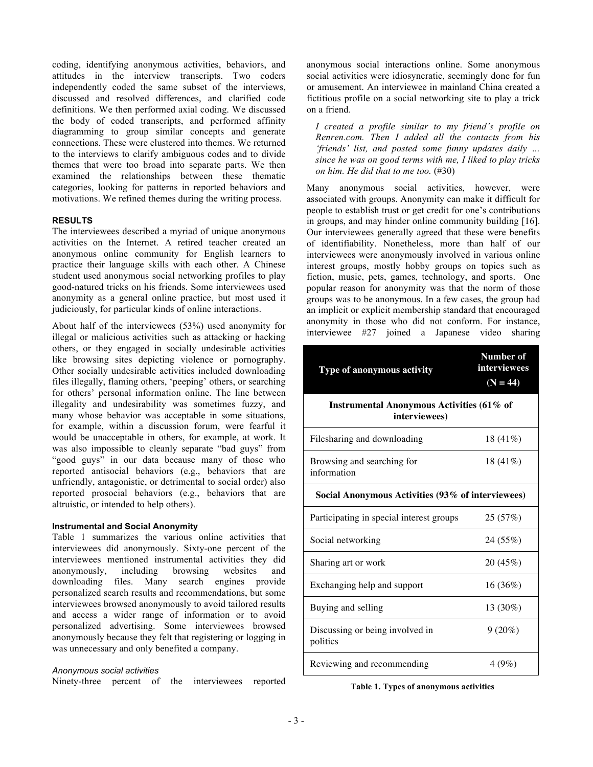coding, identifying anonymous activities, behaviors, and attitudes in the interview transcripts. Two coders independently coded the same subset of the interviews, discussed and resolved differences, and clarified code definitions. We then performed axial coding. We discussed the body of coded transcripts, and performed affinity diagramming to group similar concepts and generate connections. These were clustered into themes. We returned to the interviews to clarify ambiguous codes and to divide themes that were too broad into separate parts. We then examined the relationships between these thematic categories, looking for patterns in reported behaviors and motivations. We refined themes during the writing process.

## RESULTS

The interviewees described a myriad of unique anonymous activities on the Internet. A retired teacher created an anonymous online community for English learners to practice their language skills with each other. A Chinese student used anonymous social networking profiles to play good-natured tricks on his friends. Some interviewees used anonymity as a general online practice, but most used it judiciously, for particular kinds of online interactions.

About half of the interviewees (53%) used anonymity for illegal or malicious activities such as attacking or hacking others, or they engaged in socially undesirable activities like browsing sites depicting violence or pornography. Other socially undesirable activities included downloading files illegally, flaming others, 'peeping' others, or searching for others' personal information online. The line between illegality and undesirability was sometimes fuzzy, and many whose behavior was acceptable in some situations, for example, within a discussion forum, were fearful it would be unacceptable in others, for example, at work. It was also impossible to cleanly separate "bad guys" from "good guys" in our data because many of those who reported antisocial behaviors (e.g., behaviors that are unfriendly, antagonistic, or detrimental to social order) also reported prosocial behaviors (e.g., behaviors that are altruistic, or intended to help others).

### Instrumental and Social Anonymity

Table 1 summarizes the various online activities that interviewees did anonymously. Sixty-one percent of the interviewees mentioned instrumental activities they did anonymously, including browsing websites and downloading files. Many search engines provide personalized search results and recommendations, but some interviewees browsed anonymously to avoid tailored results and access a wider range of information or to avoid personalized advertising. Some interviewees browsed anonymously because they felt that registering or logging in was unnecessary and only benefited a company.

#### *Anonymous social activities*

Ninety-three percent of the interviewees reported anonymous social interactions online. Some anonymous social activities were idiosyncratic, seemingly done for fun or amusement. An interviewee in mainland China created a fictitious profile on a social networking site to play a trick on a friend.

> *I created a profile similar to my friend's profile on Renren.com. Then I added all the contacts from his 'friends' list, and posted some funny updates daily … since he was on good terms with me, I liked to play tricks on him. He did that to me too.* (#30)

Many anonymous social activities, however, were associated with groups. Anonymity can make it difficult for people to establish trust or get credit for one's contributions in groups, and may hinder online community building [16]. Our interviewees generally agreed that these were benefits of identifiability. Nonetheless, more than half of our interviewees were anonymously involved in various online interest groups, mostly hobby groups on topics such as fiction, music, pets, games, technology, and sports. One popular reason for anonymity was that the norm of those groups was to be anonymous. In a few cases, the group had an implicit or explicit membership standard that encouraged anonymity in those who did not conform. For instance, interviewee #27 joined a Japanese video sharing

| Type of anonymous activity | Number of interviewees (N = 44) |
|---|---|
| **Instrumental Anonymous Activities (61% of interviewees)** | |
| Filesharing and downloading | 18 (41%) |
| Browsing and searching for information | 18 (41%) |
| **Social Anonymous Activities (93% of interviewees)** | |
| Participating in special interest groups | 25 (57%) |
| Social networking | 24 (55%) |
| Sharing art or work | 20 (45%) |
| Exchanging help and support | 16 (36%) |
| Buying and selling | 13 (30%) |
| Discussing or being involved in politics | 9 (20%) |
| Reviewing and recommending | 4 (9%) |

**Table 1. Types of anonymous activities**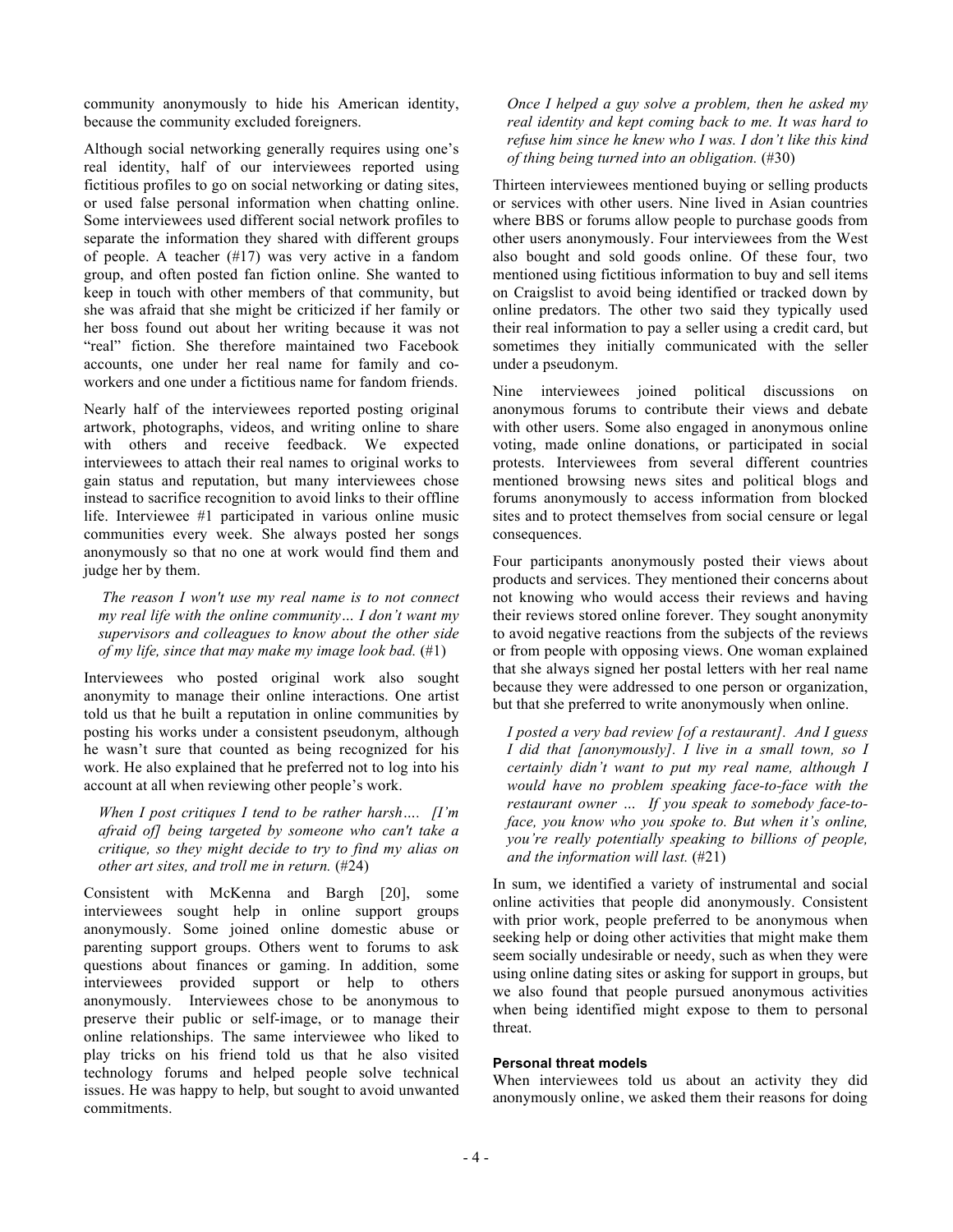community anonymously to hide his American identity, because the community excluded foreigners.

Although social networking generally requires using one's real identity, half of our interviewees reported using fictitious profiles to go on social networking or dating sites, or used false personal information when chatting online. Some interviewees used different social network profiles to separate the information they shared with different groups of people. A teacher (#17) was very active in a fandom group, and often posted fan fiction online. She wanted to keep in touch with other members of that community, but she was afraid that she might be criticized if her family or her boss found out about her writing because it was not "real" fiction. She therefore maintained two Facebook accounts, one under her real name for family and co-workers and one under a fictitious name for fandom friends.

Nearly half of the interviewees reported posting original artwork, photographs, videos, and writing online to share with others and receive feedback. We expected interviewees to attach their real names to original works to gain status and reputation, but many interviewees chose instead to sacrifice recognition to avoid links to their offline life. Interviewee #1 participated in various online music communities every week. She always posted her songs anonymously so that no one at work would find them and judge her by them.

> *The reason I won't use my real name is to not connect my real life with the online community… I don't want my supervisors and colleagues to know about the other side of my life, since that may make my image look bad.* (#1)

Interviewees who posted original work also sought anonymity to manage their online interactions. One artist told us that he built a reputation in online communities by posting his works under a consistent pseudonym, although he wasn't sure that counted as being recognized for his work. He also explained that he preferred not to log into his account at all when reviewing other people's work.

> *When I post critiques I tend to be rather harsh…. [I'm afraid of] being targeted by someone who can't take a critique, so they might decide to try to find my alias on other art sites, and troll me in return.* (#24)

Consistent with McKenna and Bargh [20], some interviewees sought help in online support groups anonymously. Some joined online domestic abuse or parenting support groups. Others went to forums to ask questions about finances or gaming. In addition, some interviewees provided support or help to others anonymously. Interviewees chose to be anonymous to preserve their public or self-image, or to manage their online relationships. The same interviewee who liked to play tricks on his friend told us that he also visited technology forums and helped people solve technical issues. He was happy to help, but sought to avoid unwanted commitments.

> *Once I helped a guy solve a problem, then he asked my real identity and kept coming back to me. It was hard to refuse him since he knew who I was. I don't like this kind of thing being turned into an obligation.* (#30)

Thirteen interviewees mentioned buying or selling products or services with other users. Nine lived in Asian countries where BBS or forums allow people to purchase goods from other users anonymously. Four interviewees from the West also bought and sold goods online. Of these four, two mentioned using fictitious information to buy and sell items on Craigslist to avoid being identified or tracked down by online predators. The other two said they typically used their real information to pay a seller using a credit card, but sometimes they initially communicated with the seller under a pseudonym.

Nine interviewees joined political discussions on anonymous forums to contribute their views and debate with other users. Some also engaged in anonymous online voting, made online donations, or participated in social protests. Interviewees from several different countries mentioned browsing news sites and political blogs and forums anonymously to access information from blocked sites and to protect themselves from social censure or legal consequences.

Four participants anonymously posted their views about products and services. They mentioned their concerns about not knowing who would access their reviews and having their reviews stored online forever. They sought anonymity to avoid negative reactions from the subjects of the reviews or from people with opposing views. One woman explained that she always signed her postal letters with her real name because they were addressed to one person or organization, but that she preferred to write anonymously when online.

> *I posted a very bad review [of a restaurant]. And I guess I did that [anonymously]. I live in a small town, so I certainly didn't want to put my real name, although I would have no problem speaking face-to-face with the restaurant owner … If you speak to somebody face-to-face, you know who you spoke to. But when it's online, you're really potentially speaking to billions of people, and the information will last.* (#21)

In sum, we identified a variety of instrumental and social online activities that people did anonymously. Consistent with prior work, people preferred to be anonymous when seeking help or doing other activities that might make them seem socially undesirable or needy, such as when they were using online dating sites or asking for support in groups, but we also found that people pursued anonymous activities when being identified might expose to them to personal threat.

#### Personal threat models

When interviewees told us about an activity they did anonymously online, we asked them their reasons for doing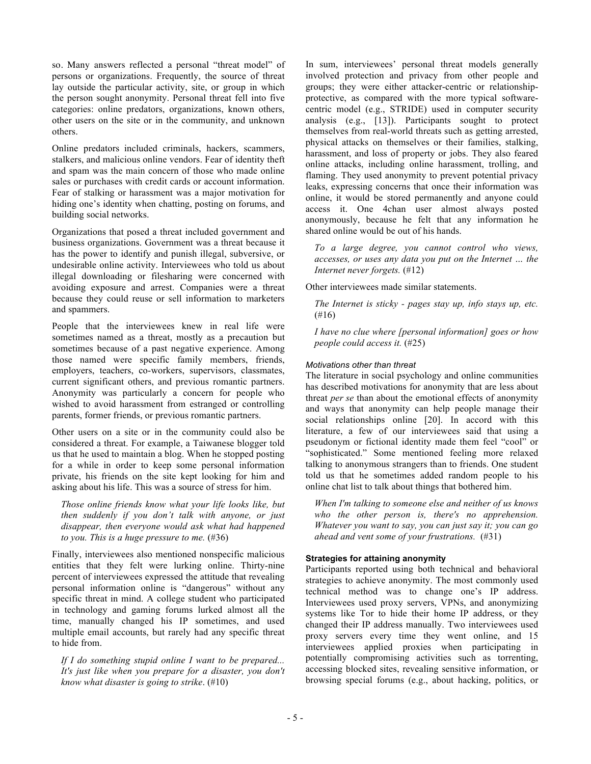so. Many answers reflected a personal "threat model" of persons or organizations. Frequently, the source of threat lay outside the particular activity, site, or group in which the person sought anonymity. Personal threat fell into five categories: online predators, organizations, known others, other users on the site or in the community, and unknown others.

Online predators included criminals, hackers, scammers, stalkers, and malicious online vendors. Fear of identity theft and spam was the main concern of those who made online sales or purchases with credit cards or account information. Fear of stalking or harassment was a major motivation for hiding one's identity when chatting, posting on forums, and building social networks.

Organizations that posed a threat included government and business organizations. Government was a threat because it has the power to identify and punish illegal, subversive, or undesirable online activity. Interviewees who told us about illegal downloading or filesharing were concerned with avoiding exposure and arrest. Companies were a threat because they could reuse or sell information to marketers and spammers.

People that the interviewees knew in real life were sometimes named as a threat, mostly as a precaution but sometimes because of a past negative experience. Among those named were specific family members, friends, employers, teachers, co-workers, supervisors, classmates, current significant others, and previous romantic partners. Anonymity was particularly a concern for people who wished to avoid harassment from estranged or controlling parents, former friends, or previous romantic partners.

Other users on a site or in the community could also be considered a threat. For example, a Taiwanese blogger told us that he used to maintain a blog. When he stopped posting for a while in order to keep some personal information private, his friends on the site kept looking for him and asking about his life. This was a source of stress for him.

> *Those online friends know what your life looks like, but then suddenly if you don't talk with anyone, or just disappear, then everyone would ask what had happened to you. This is a huge pressure to me.* (#36)

Finally, interviewees also mentioned nonspecific malicious entities that they felt were lurking online. Thirty-nine percent of interviewees expressed the attitude that revealing personal information online is "dangerous" without any specific threat in mind. A college student who participated in technology and gaming forums lurked almost all the time, manually changed his IP sometimes, and used multiple email accounts, but rarely had any specific threat to hide from.

> *If I do something stupid online I want to be prepared... It's just like when you prepare for a disaster, you don't know what disaster is going to strike*. (#10)

In sum, interviewees' personal threat models generally involved protection and privacy from other people and groups; they were either attacker-centric or relationship-protective, as compared with the more typical software-centric model (e.g., STRIDE) used in computer security analysis (e.g., [13]). Participants sought to protect themselves from real-world threats such as getting arrested, physical attacks on themselves or their families, stalking, harassment, and loss of property or jobs. They also feared online attacks, including online harassment, trolling, and flaming. They used anonymity to prevent potential privacy leaks, expressing concerns that once their information was online, it would be stored permanently and anyone could access it. One 4chan user almost always posted anonymously, because he felt that any information he shared online would be out of his hands.

> *To a large degree, you cannot control who views, accesses, or uses any data you put on the Internet … the Internet never forgets.* (#12)

Other interviewees made similar statements.

> *The Internet is sticky - pages stay up, info stays up, etc.* (#16)

> *I have no clue where [personal information] goes or how people could access it.* (#25)

#### *Motivations other than threat*

The literature in social psychology and online communities has described motivations for anonymity that are less about threat *per se* than about the emotional effects of anonymity and ways that anonymity can help people manage their social relationships online [20]. In accord with this literature, a few of our interviewees said that using a pseudonym or fictional identity made them feel "cool" or "sophisticated." Some mentioned feeling more relaxed talking to anonymous strangers than to friends. One student told us that he sometimes added random people to his online chat list to talk about things that bothered him.

> *When I'm talking to someone else and neither of us knows who the other person is, there's no apprehension. Whatever you want to say, you can just say it; you can go ahead and vent some of your frustrations.* (#31)

### **Strategies for attaining anonymity**

Participants reported using both technical and behavioral strategies to achieve anonymity. The most commonly used technical method was to change one's IP address. Interviewees used proxy servers, VPNs, and anonymizing systems like Tor to hide their home IP address, or they changed their IP address manually. Two interviewees used proxy servers every time they went online, and 15 interviewees applied proxies when participating in potentially compromising activities such as torrenting, accessing blocked sites, revealing sensitive information, or browsing special forums (e.g., about hacking, politics, or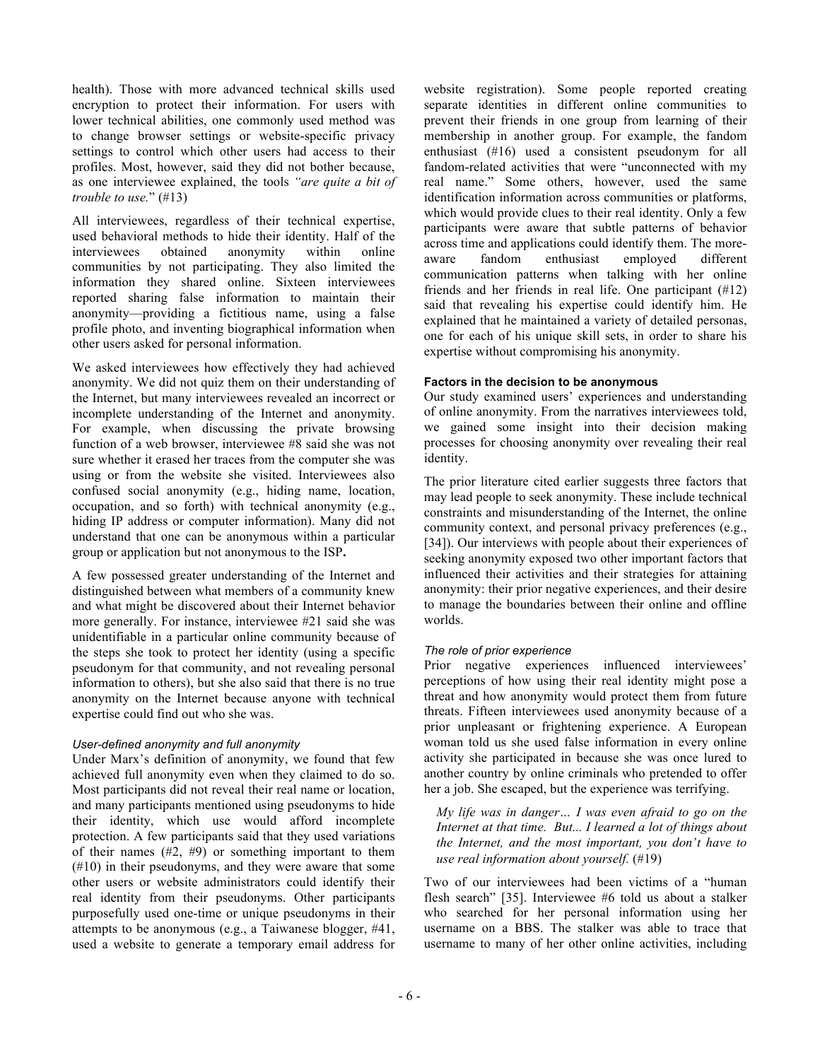health). Those with more advanced technical skills used encryption to protect their information. For users with lower technical abilities, one commonly used method was to change browser settings or website-specific privacy settings to control which other users had access to their profiles. Most, however, said they did not bother because, as one interviewee explained, the tools *"are quite a bit of trouble to use."* (#13)

All interviewees, regardless of their technical expertise, used behavioral methods to hide their identity. Half of the interviewees obtained anonymity within online communities by not participating. They also limited the information they shared online. Sixteen interviewees reported sharing false information to maintain their anonymity—providing a fictitious name, using a false profile photo, and inventing biographical information when other users asked for personal information.

We asked interviewees how effectively they had achieved anonymity. We did not quiz them on their understanding of the Internet, but many interviewees revealed an incorrect or incomplete understanding of the Internet and anonymity. For example, when discussing the private browsing function of a web browser, interviewee #8 said she was not sure whether it erased her traces from the computer she was using or from the website she visited. Interviewees also confused social anonymity (e.g., hiding name, location, occupation, and so forth) with technical anonymity (e.g., hiding IP address or computer information). Many did not understand that one can be anonymous within a particular group or application but not anonymous to the ISP**.**

A few possessed greater understanding of the Internet and distinguished between what members of a community knew and what might be discovered about their Internet behavior more generally. For instance, interviewee #21 said she was unidentifiable in a particular online community because of the steps she took to protect her identity (using a specific pseudonym for that community, and not revealing personal information to others), but she also said that there is no true anonymity on the Internet because anyone with technical expertise could find out who she was.

#### *User-defined anonymity and full anonymity*

Under Marx's definition of anonymity, we found that few achieved full anonymity even when they claimed to do so. Most participants did not reveal their real name or location, and many participants mentioned using pseudonyms to hide their identity, which use would afford incomplete protection. A few participants said that they used variations of their names (#2, #9) or something important to them (#10) in their pseudonyms, and they were aware that some other users or website administrators could identify their real identity from their pseudonyms. Other participants purposefully used one-time or unique pseudonyms in their attempts to be anonymous (e.g., a Taiwanese blogger, #41, used a website to generate a temporary email address for website registration). Some people reported creating separate identities in different online communities to prevent their friends in one group from learning of their membership in another group. For example, the fandom enthusiast (#16) used a consistent pseudonym for all fandom-related activities that were "unconnected with my real name." Some others, however, used the same identification information across communities or platforms, which would provide clues to their real identity. Only a few participants were aware that subtle patterns of behavior across time and applications could identify them. The more-aware fandom enthusiast employed different communication patterns when talking with her online friends and her friends in real life. One participant (#12) said that revealing his expertise could identify him. He explained that he maintained a variety of detailed personas, one for each of his unique skill sets, in order to share his expertise without compromising his anonymity.

### Factors in the decision to be anonymous

Our study examined users' experiences and understanding of online anonymity. From the narratives interviewees told, we gained some insight into their decision making processes for choosing anonymity over revealing their real identity.

The prior literature cited earlier suggests three factors that may lead people to seek anonymity. These include technical constraints and misunderstanding of the Internet, the online community context, and personal privacy preferences (e.g., [34]). Our interviews with people about their experiences of seeking anonymity exposed two other important factors that influenced their activities and their strategies for attaining anonymity: their prior negative experiences, and their desire to manage the boundaries between their online and offline worlds.

#### *The role of prior experience*

Prior negative experiences influenced interviewees' perceptions of how using their real identity might pose a threat and how anonymity would protect them from future threats. Fifteen interviewees used anonymity because of a prior unpleasant or frightening experience. A European woman told us she used false information in every online activity she participated in because she was once lured to another country by online criminals who pretended to offer her a job. She escaped, but the experience was terrifying.

> *My life was in danger… I was even afraid to go on the Internet at that time. But... I learned a lot of things about the Internet, and the most important, you don't have to use real information about yourself.* (#19)

Two of our interviewees had been victims of a "human flesh search" [35]. Interviewee #6 told us about a stalker who searched for her personal information using her username on a BBS. The stalker was able to trace that username to many of her other online activities, including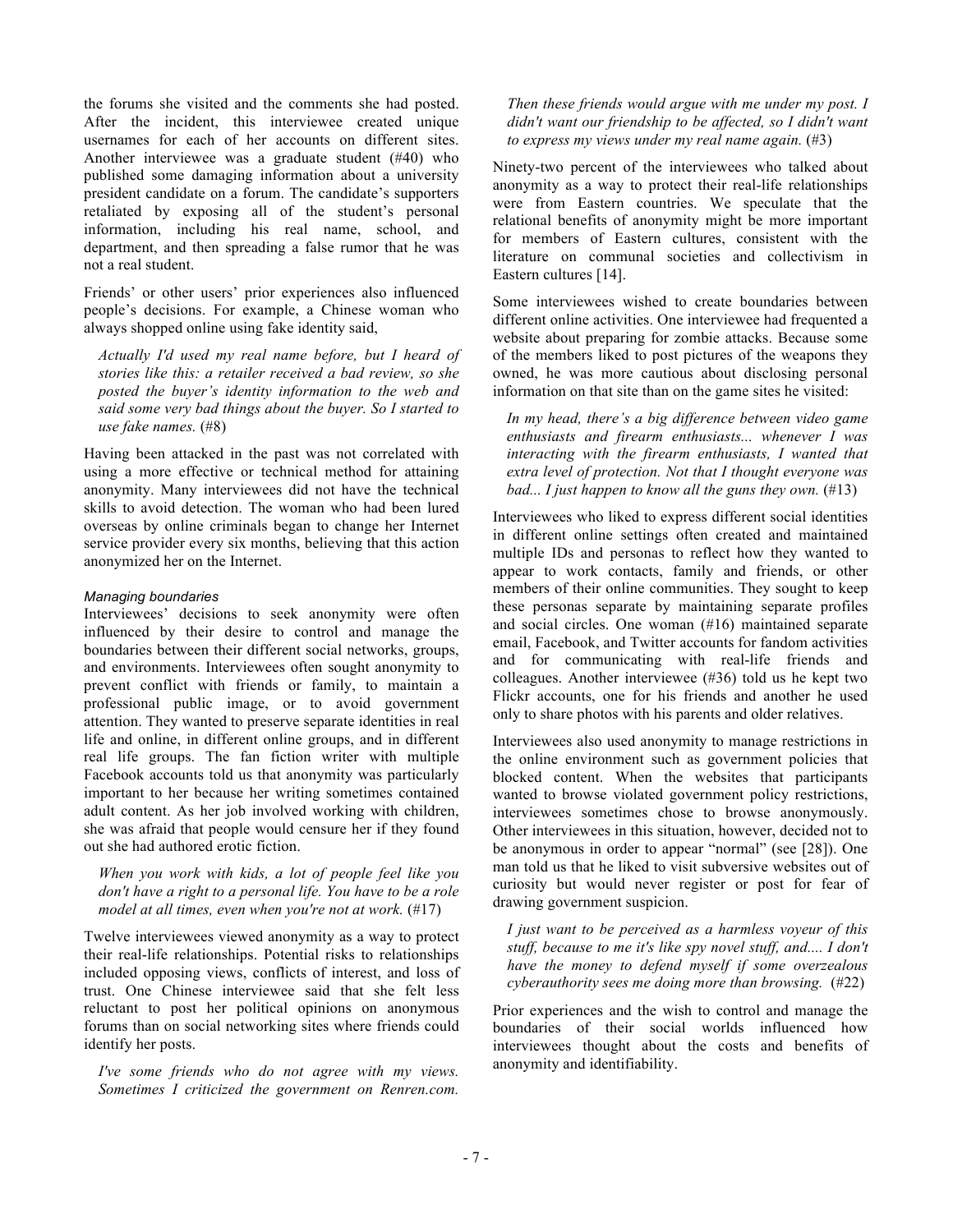the forums she visited and the comments she had posted. After the incident, this interviewee created unique usernames for each of her accounts on different sites. Another interviewee was a graduate student (#40) who published some damaging information about a university president candidate on a forum. The candidate's supporters retaliated by exposing all of the student's personal information, including his real name, school, and department, and then spreading a false rumor that he was not a real student.

Friends' or other users' prior experiences also influenced people's decisions. For example, a Chinese woman who always shopped online using fake identity said,

> *Actually I'd used my real name before, but I heard of stories like this: a retailer received a bad review, so she posted the buyer's identity information to the web and said some very bad things about the buyer. So I started to use fake names.* (#8)

Having been attacked in the past was not correlated with using a more effective or technical method for attaining anonymity. Many interviewees did not have the technical skills to avoid detection. The woman who had been lured overseas by online criminals began to change her Internet service provider every six months, believing that this action anonymized her on the Internet.

#### *Managing boundaries*

Interviewees' decisions to seek anonymity were often influenced by their desire to control and manage the boundaries between their different social networks, groups, and environments. Interviewees often sought anonymity to prevent conflict with friends or family, to maintain a professional public image, or to avoid government attention. They wanted to preserve separate identities in real life and online, in different online groups, and in different real life groups. The fan fiction writer with multiple Facebook accounts told us that anonymity was particularly important to her because her writing sometimes contained adult content. As her job involved working with children, she was afraid that people would censure her if they found out she had authored erotic fiction.

> *When you work with kids, a lot of people feel like you don't have a right to a personal life. You have to be a role model at all times, even when you're not at work.* (#17)

Twelve interviewees viewed anonymity as a way to protect their real-life relationships. Potential risks to relationships included opposing views, conflicts of interest, and loss of trust. One Chinese interviewee said that she felt less reluctant to post her political opinions on anonymous forums than on social networking sites where friends could identify her posts.

> *I've some friends who do not agree with my views. Sometimes I criticized the government on Renren.com. Then these friends would argue with me under my post. I didn't want our friendship to be affected, so I didn't want to express my views under my real name again.* (#3)

Ninety-two percent of the interviewees who talked about anonymity as a way to protect their real-life relationships were from Eastern countries. We speculate that the relational benefits of anonymity might be more important for members of Eastern cultures, consistent with the literature on communal societies and collectivism in Eastern cultures [14].

Some interviewees wished to create boundaries between different online activities. One interviewee had frequented a website about preparing for zombie attacks. Because some of the members liked to post pictures of the weapons they owned, he was more cautious about disclosing personal information on that site than on the game sites he visited:

> *In my head, there's a big difference between video game enthusiasts and firearm enthusiasts... whenever I was interacting with the firearm enthusiasts, I wanted that extra level of protection. Not that I thought everyone was bad... I just happen to know all the guns they own.* (#13)

Interviewees who liked to express different social identities in different online settings often created and maintained multiple IDs and personas to reflect how they wanted to appear to work contacts, family and friends, or other members of their online communities. They sought to keep these personas separate by maintaining separate profiles and social circles. One woman (#16) maintained separate email, Facebook, and Twitter accounts for fandom activities and for communicating with real-life friends and colleagues. Another interviewee (#36) told us he kept two Flickr accounts, one for his friends and another he used only to share photos with his parents and older relatives.

Interviewees also used anonymity to manage restrictions in the online environment such as government policies that blocked content. When the websites that participants wanted to browse violated government policy restrictions, interviewees sometimes chose to browse anonymously. Other interviewees in this situation, however, decided not to be anonymous in order to appear "normal" (see [28]). One man told us that he liked to visit subversive websites out of curiosity but would never register or post for fear of drawing government suspicion.

> *I just want to be perceived as a harmless voyeur of this stuff, because to me it's like spy novel stuff, and.... I don't have the money to defend myself if some overzealous cyberauthority sees me doing more than browsing.* (#22)

Prior experiences and the wish to control and manage the boundaries of their social worlds influenced how interviewees thought about the costs and benefits of anonymity and identifiability.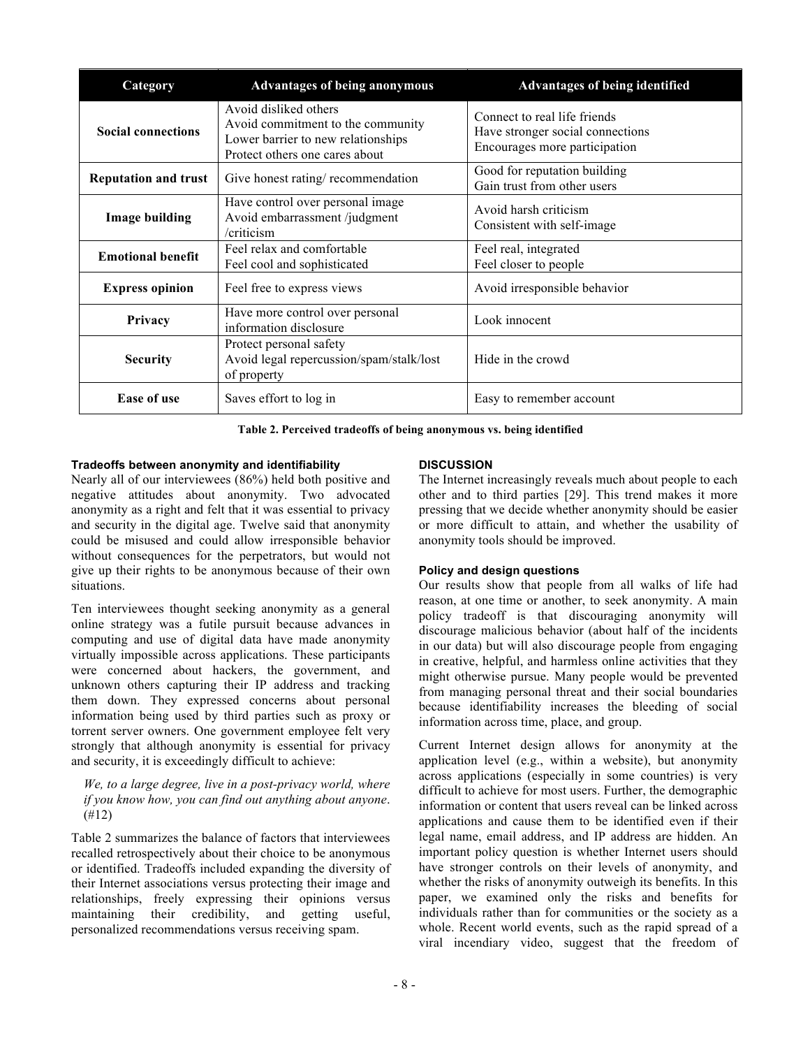| Category | Advantages of being anonymous | Advantages of being identified |
| --- | --- | --- |
| **Social connections** | Avoid disliked others<br>Avoid commitment to the community<br>Lower barrier to new relationships<br>Protect others one cares about | Connect to real life friends<br>Have stronger social connections<br>Encourages more participation |
| **Reputation and trust** | Give honest rating/ recommendation | Good for reputation building<br>Gain trust from other users |
| **Image building** | Have control over personal image<br>Avoid embarrassment /judgment /criticism | Avoid harsh criticism<br>Consistent with self-image |
| **Emotional benefit** | Feel relax and comfortable<br>Feel cool and sophisticated | Feel real, integrated<br>Feel closer to people |
| **Express opinion** | Feel free to express views | Avoid irresponsible behavior |
| **Privacy** | Have more control over personal information disclosure | Look innocent |
| **Security** | Protect personal safety<br>Avoid legal repercussion/spam/stalk/lost of property | Hide in the crowd |
| **Ease of use** | Saves effort to log in | Easy to remember account |

**Table 2. Perceived tradeoffs of being anonymous vs. being identified**

### Tradeoffs between anonymity and identifiability

Nearly all of our interviewees (86%) held both positive and negative attitudes about anonymity. Two advocated anonymity as a right and felt that it was essential to privacy and security in the digital age. Twelve said that anonymity could be misused and could allow irresponsible behavior without consequences for the perpetrators, but would not give up their rights to be anonymous because of their own situations.

Ten interviewees thought seeking anonymity as a general online strategy was a futile pursuit because advances in computing and use of digital data have made anonymity virtually impossible across applications. These participants were concerned about hackers, the government, and unknown others capturing their IP address and tracking them down. They expressed concerns about personal information being used by third parties such as proxy or torrent server owners. One government employee felt very strongly that although anonymity is essential for privacy and security, it is exceedingly difficult to achieve:

> *We, to a large degree, live in a post-privacy world, where if you know how, you can find out anything about anyone*. (#12)

Table 2 summarizes the balance of factors that interviewees recalled retrospectively about their choice to be anonymous or identified. Tradeoffs included expanding the diversity of their Internet associations versus protecting their image and relationships, freely expressing their opinions versus maintaining their credibility, and getting useful, personalized recommendations versus receiving spam.

## DISCUSSION

The Internet increasingly reveals much about people to each other and to third parties [29]. This trend makes it more pressing that we decide whether anonymity should be easier or more difficult to attain, and whether the usability of anonymity tools should be improved.

### Policy and design questions

Our results show that people from all walks of life had reason, at one time or another, to seek anonymity. A main policy tradeoff is that discouraging anonymity will discourage malicious behavior (about half of the incidents in our data) but will also discourage people from engaging in creative, helpful, and harmless online activities that they might otherwise pursue. Many people would be prevented from managing personal threat and their social boundaries because identifiability increases the bleeding of social information across time, place, and group.

Current Internet design allows for anonymity at the application level (e.g., within a website), but anonymity across applications (especially in some countries) is very difficult to achieve for most users. Further, the demographic information or content that users reveal can be linked across applications and cause them to be identified even if their legal name, email address, and IP address are hidden. An important policy question is whether Internet users should have stronger controls on their levels of anonymity, and whether the risks of anonymity outweigh its benefits. In this paper, we examined only the risks and benefits for individuals rather than for communities or the society as a whole. Recent world events, such as the rapid spread of a viral incendiary video, suggest that the freedom of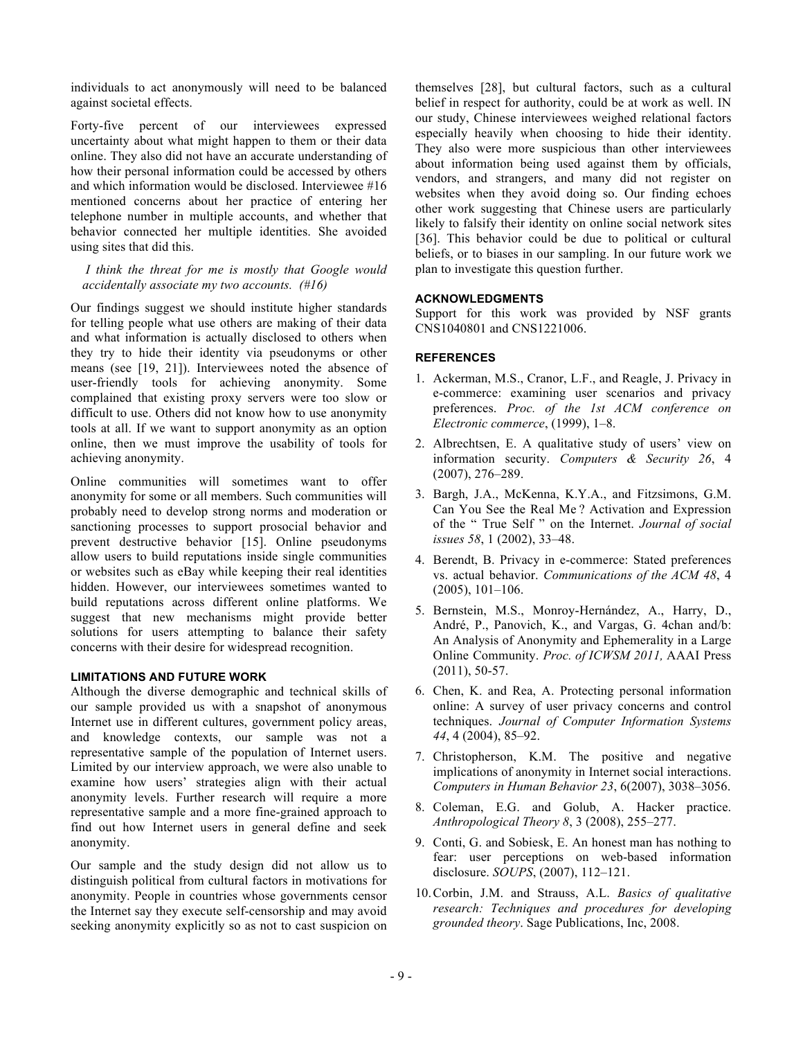individuals to act anonymously will need to be balanced against societal effects.

Forty-five percent of our interviewees expressed uncertainty about what might happen to them or their data online. They also did not have an accurate understanding of how their personal information could be accessed by others and which information would be disclosed. Interviewee #16 mentioned concerns about her practice of entering her telephone number in multiple accounts, and whether that behavior connected her multiple identities. She avoided using sites that did this.

> *I think the threat for me is mostly that Google would accidentally associate my two accounts. (#16)*

Our findings suggest we should institute higher standards for telling people what use others are making of their data and what information is actually disclosed to others when they try to hide their identity via pseudonyms or other means (see [19, 21]). Interviewees noted the absence of user-friendly tools for achieving anonymity. Some complained that existing proxy servers were too slow or difficult to use. Others did not know how to use anonymity tools at all. If we want to support anonymity as an option online, then we must improve the usability of tools for achieving anonymity.

Online communities will sometimes want to offer anonymity for some or all members. Such communities will probably need to develop strong norms and moderation or sanctioning processes to support prosocial behavior and prevent destructive behavior [15]. Online pseudonyms allow users to build reputations inside single communities or websites such as eBay while keeping their real identities hidden. However, our interviewees sometimes wanted to build reputations across different online platforms. We suggest that new mechanisms might provide better solutions for users attempting to balance their safety concerns with their desire for widespread recognition.

### LIMITATIONS AND FUTURE WORK

Although the diverse demographic and technical skills of our sample provided us with a snapshot of anonymous Internet use in different cultures, government policy areas, and knowledge contexts, our sample was not a representative sample of the population of Internet users. Limited by our interview approach, we were also unable to examine how users' strategies align with their actual anonymity levels. Further research will require a more representative sample and a more fine-grained approach to find out how Internet users in general define and seek anonymity.

Our sample and the study design did not allow us to distinguish political from cultural factors in motivations for anonymity. People in countries whose governments censor the Internet say they execute self-censorship and may avoid seeking anonymity explicitly so as not to cast suspicion on themselves [28], but cultural factors, such as a cultural belief in respect for authority, could be at work as well. IN our study, Chinese interviewees weighed relational factors especially heavily when choosing to hide their identity. They also were more suspicious than other interviewees about information being used against them by officials, vendors, and strangers, and many did not register on websites when they avoid doing so. Our finding echoes other work suggesting that Chinese users are particularly likely to falsify their identity on online social network sites [36]. This behavior could be due to political or cultural beliefs, or to biases in our sampling. In our future work we plan to investigate this question further.

### ACKNOWLEDGMENTS

Support for this work was provided by NSF grants CNS1040801 and CNS1221006.

### REFERENCES

1. Ackerman, M.S., Cranor, L.F., and Reagle, J. Privacy in e-commerce: examining user scenarios and privacy preferences. *Proc. of the 1st ACM conference on Electronic commerce*, (1999), 1–8.
2. Albrechtsen, E. A qualitative study of users' view on information security. *Computers & Security 26*, 4 (2007), 276–289.
3. Bargh, J.A., McKenna, K.Y.A., and Fitzsimons, G.M. Can You See the Real Me ? Activation and Expression of the " True Self " on the Internet. *Journal of social issues 58*, 1 (2002), 33–48.
4. Berendt, B. Privacy in e-commerce: Stated preferences vs. actual behavior. *Communications of the ACM 48*, 4 (2005), 101–106.
5. Bernstein, M.S., Monroy-Hernández, A., Harry, D., André, P., Panovich, K., and Vargas, G. 4chan and/b: An Analysis of Anonymity and Ephemerality in a Large Online Community. *Proc. of ICWSM 2011,* AAAI Press (2011), 50-57.
6. Chen, K. and Rea, A. Protecting personal information online: A survey of user privacy concerns and control techniques. *Journal of Computer Information Systems 44*, 4 (2004), 85–92.
7. Christopherson, K.M. The positive and negative implications of anonymity in Internet social interactions. *Computers in Human Behavior 23*, 6(2007), 3038–3056.
8. Coleman, E.G. and Golub, A. Hacker practice. *Anthropological Theory 8*, 3 (2008), 255–277.
9. Conti, G. and Sobiesk, E. An honest man has nothing to fear: user perceptions on web-based information disclosure. *SOUPS*, (2007), 112–121.
10. Corbin, J.M. and Strauss, A.L. *Basics of qualitative research: Techniques and procedures for developing grounded theory*. Sage Publications, Inc, 2008.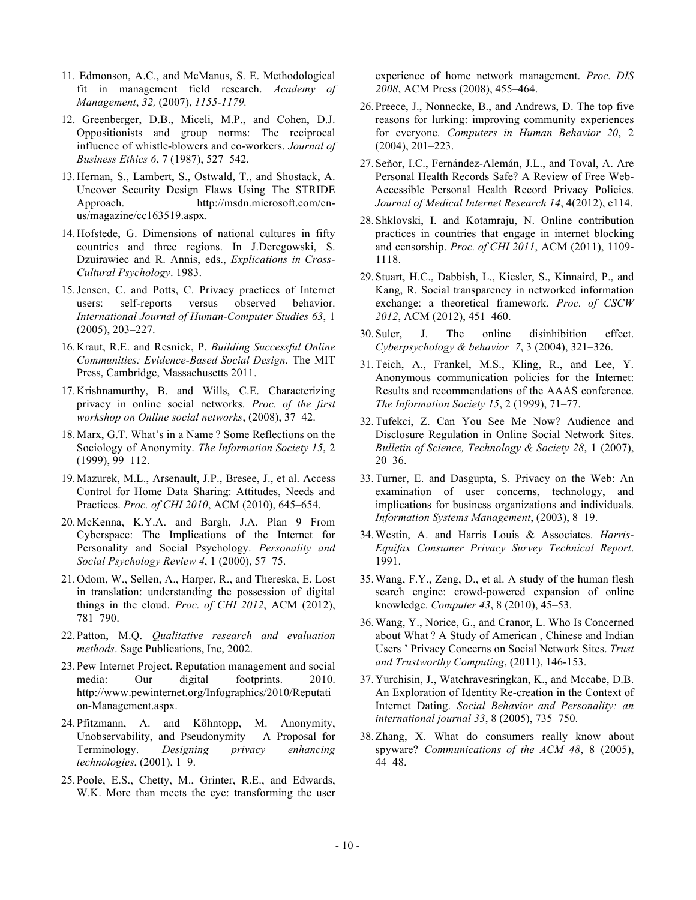11. Edmonson, A.C., and McManus, S. E. Methodological fit in management field research. *Academy of Management*, *32,* (2007), *1155-1179.*

12. Greenberger, D.B., Miceli, M.P., and Cohen, D.J. Oppositionists and group norms: The reciprocal influence of whistle-blowers and co-workers. *Journal of Business Ethics 6*, 7 (1987), 527–542.

13. Hernan, S., Lambert, S., Ostwald, T., and Shostack, A. Uncover Security Design Flaws Using The STRIDE Approach. http://msdn.microsoft.com/en-us/magazine/cc163519.aspx.

14. Hofstede, G. Dimensions of national cultures in fifty countries and three regions. In J.Deregowski, S. Dzuirawiec and R. Annis, eds., *Explications in Cross-Cultural Psychology*. 1983.

15. Jensen, C. and Potts, C. Privacy practices of Internet users: self-reports versus observed behavior. *International Journal of Human-Computer Studies 63*, 1 (2005), 203–227.

16. Kraut, R.E. and Resnick, P. *Building Successful Online Communities: Evidence-Based Social Design*. The MIT Press, Cambridge, Massachusetts 2011.

17. Krishnamurthy, B. and Wills, C.E. Characterizing privacy in online social networks. *Proc. of the first workshop on Online social networks*, (2008), 37–42.

18. Marx, G.T. What's in a Name ? Some Reflections on the Sociology of Anonymity. *The Information Society 15*, 2 (1999), 99–112.

19. Mazurek, M.L., Arsenault, J.P., Bresee, J., et al. Access Control for Home Data Sharing: Attitudes, Needs and Practices. *Proc. of CHI 2010*, ACM (2010), 645–654.

20. McKenna, K.Y.A. and Bargh, J.A. Plan 9 From Cyberspace: The Implications of the Internet for Personality and Social Psychology. *Personality and Social Psychology Review 4*, 1 (2000), 57–75.

21. Odom, W., Sellen, A., Harper, R., and Thereska, E. Lost in translation: understanding the possession of digital things in the cloud. *Proc. of CHI 2012*, ACM (2012), 781–790.

22. Patton, M.Q. *Qualitative research and evaluation methods*. Sage Publications, Inc, 2002.

23. Pew Internet Project. Reputation management and social media: Our digital footprints. 2010. http://www.pewinternet.org/Infographics/2010/Reputation-Management.aspx.

24. Pfitzmann, A. and Köhntopp, M. Anonymity, Unobservability, and Pseudonymity – A Proposal for Terminology. *Designing privacy enhancing technologies*, (2001), 1–9.

25. Poole, E.S., Chetty, M., Grinter, R.E., and Edwards, W.K. More than meets the eye: transforming the user experience of home network management. *Proc. DIS 2008*, ACM Press (2008), 455–464.

26. Preece, J., Nonnecke, B., and Andrews, D. The top five reasons for lurking: improving community experiences for everyone. *Computers in Human Behavior 20*, 2 (2004), 201–223.

27. Señor, I.C., Fernández-Alemán, J.L., and Toval, A. Are Personal Health Records Safe? A Review of Free Web-Accessible Personal Health Record Privacy Policies. *Journal of Medical Internet Research 14*, 4(2012), e114.

28. Shklovski, I. and Kotamraju, N. Online contribution practices in countries that engage in internet blocking and censorship. *Proc. of CHI 2011*, ACM (2011), 1109-1118.

29. Stuart, H.C., Dabbish, L., Kiesler, S., Kinnaird, P., and Kang, R. Social transparency in networked information exchange: a theoretical framework. *Proc. of CSCW 2012*, ACM (2012), 451–460.

30. Suler, J. The online disinhibition effect. *Cyberpsychology & behavior 7*, 3 (2004), 321–326.

31. Teich, A., Frankel, M.S., Kling, R., and Lee, Y. Anonymous communication policies for the Internet: Results and recommendations of the AAAS conference. *The Information Society 15*, 2 (1999), 71–77.

32. Tufekci, Z. Can You See Me Now? Audience and Disclosure Regulation in Online Social Network Sites. *Bulletin of Science, Technology & Society 28*, 1 (2007), 20–36.

33. Turner, E. and Dasgupta, S. Privacy on the Web: An examination of user concerns, technology, and implications for business organizations and individuals. *Information Systems Management*, (2003), 8–19.

34. Westin, A. and Harris Louis & Associates. *Harris-Equifax Consumer Privacy Survey Technical Report*. 1991.

35. Wang, F.Y., Zeng, D., et al. A study of the human flesh search engine: crowd-powered expansion of online knowledge. *Computer 43*, 8 (2010), 45–53.

36. Wang, Y., Norice, G., and Cranor, L. Who Is Concerned about What ? A Study of American , Chinese and Indian Users ' Privacy Concerns on Social Network Sites. *Trust and Trustworthy Computing*, (2011), 146-153.

37. Yurchisin, J., Watchravesringkan, K., and Mccabe, D.B. An Exploration of Identity Re-creation in the Context of Internet Dating. *Social Behavior and Personality: an international journal 33*, 8 (2005), 735–750.

38. Zhang, X. What do consumers really know about spyware? *Communications of the ACM 48*, 8 (2005), 44–48.